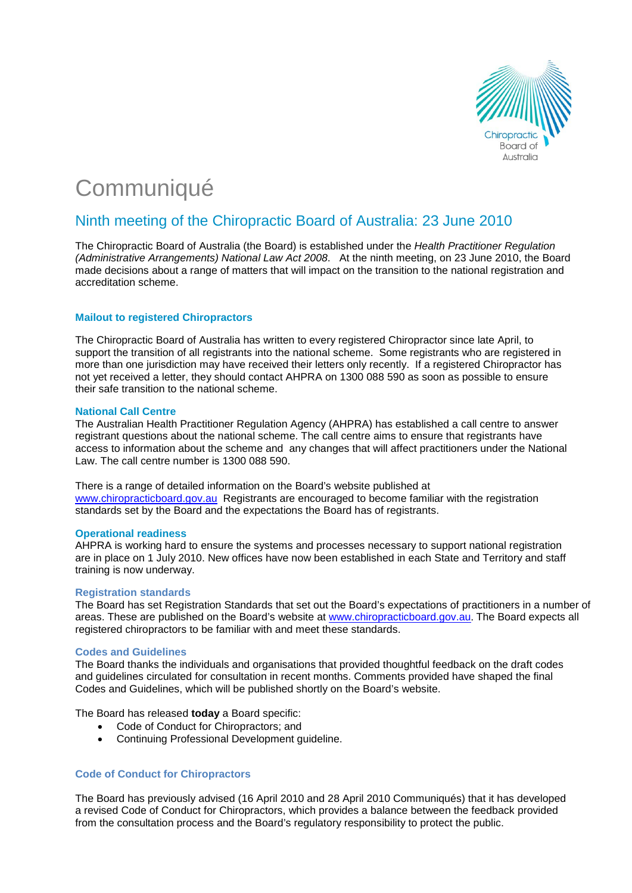# Communiqué

## Ninth meeting of the Chiropractic Board of Australia: 23 June 2010

The Chiropractic Board of Australia (the Board) is established under the *Health Practitioner Regulation (Administrative Arrangements) National Law Act 2008*. At the ninth meeting, on 23 June 2010, the Board made decisions about a range of matters that will impact on the transition to the national registration and accreditation scheme.

### Mailout to registered Chiropractors

The Chiropractic Board of Australia has written to every registered Chiropractor since late April, to support the transition of all registrants into the national scheme. Some registrants who are registered in more than one jurisdiction may have received their letters only recently. If a registered Chiropractor has not yet received a letter, they should contact AHPRA on 1300 088 590 as soon as possible to ensure their safe transition to the national scheme.

### National Call Centre

The Australian Health Practitioner Regulation Agency (AHPRA) has established a call centre to answer registrant questions about the national scheme. The call centre aims to ensure that registrants have access to information about the scheme and any changes that will affect practitioners under the National Law. The call centre number is 1300 088 590.

There is a range of detailed information on the Board's website published at www.chiropracticboard.gov.au Registrants are encouraged to become familiar with the registration standards set by the Board and the expectations the Board has of registrants.

### Operational readiness

AHPRA is working hard to ensure the systems and processes necessary to support national registration are in place on 1 July 2010. New offices have now been established in each State and Territory and staff training is now underway.

### Registration standards

The Board has set Registration Standards that set out the Board's expectations of practitioners in a number of areas. These are published on the Board's website at www.chiropracticboard.gov.au. The Board expects all registered chiropractors to be familiar with and meet these standards.

### Codes and Guidelines

The Board thanks the individuals and organisations that provided thoughtful feedback on the draft codes and guidelines circulated for consultation in recent months. Comments provided have shaped the final Codes and Guidelines, which will be published shortly on the Board's website.

The Board has released **today** a Board specific:

- Code of Conduct for Chiropractors; and
- Continuing Professional Development guideline.

### Code of Conduct for Chiropractors

The Board has previously advised (16 April 2010 and 28 April 2010 Communiqués) that it has developed a revised Code of Conduct for Chiropractors, which provides a balance between the feedback provided from the consultation process and the Board's regulatory responsibility to protect the public.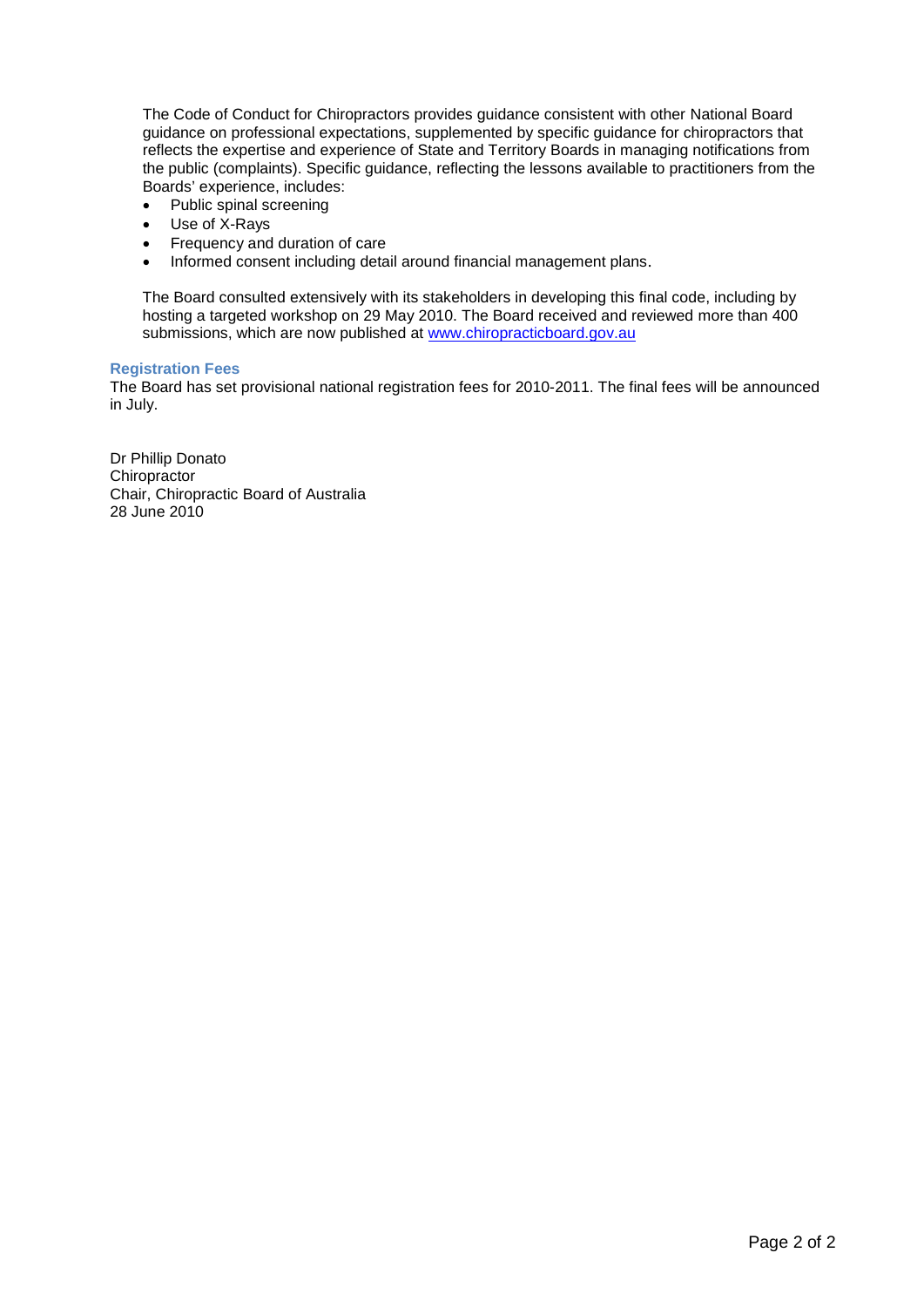The Code of Conduct for Chiropractors provides guidance consistent with other National Board guidance on professional expectations, supplemented by specific guidance for chiropractors that reflects the expertise and experience of State and Territory Boards in managing notifications from the public (complaints). Specific guidance, reflecting the lessons available to practitioners from the Boards' experience, includes:

- Public spinal screening
- Use of X-Rays
- Frequency and duration of care
- Informed consent including detail around financial management plans.

The Board consulted extensively with its stakeholders in developing this final code, including by hosting a targeted workshop on 29 May 2010. The Board received and reviewed more than 400 submissions, which are now published at [www.chiropracticboard.gov.au](http://www.chiropracticboard.gov.au)

### Registration Fees

The Board has set provisional national registration fees for 2010-2011. The final fees will be announced in July.

Dr Phillip Donato
Chiropractor
Chair, Chiropractic Board of Australia
28 June 2010